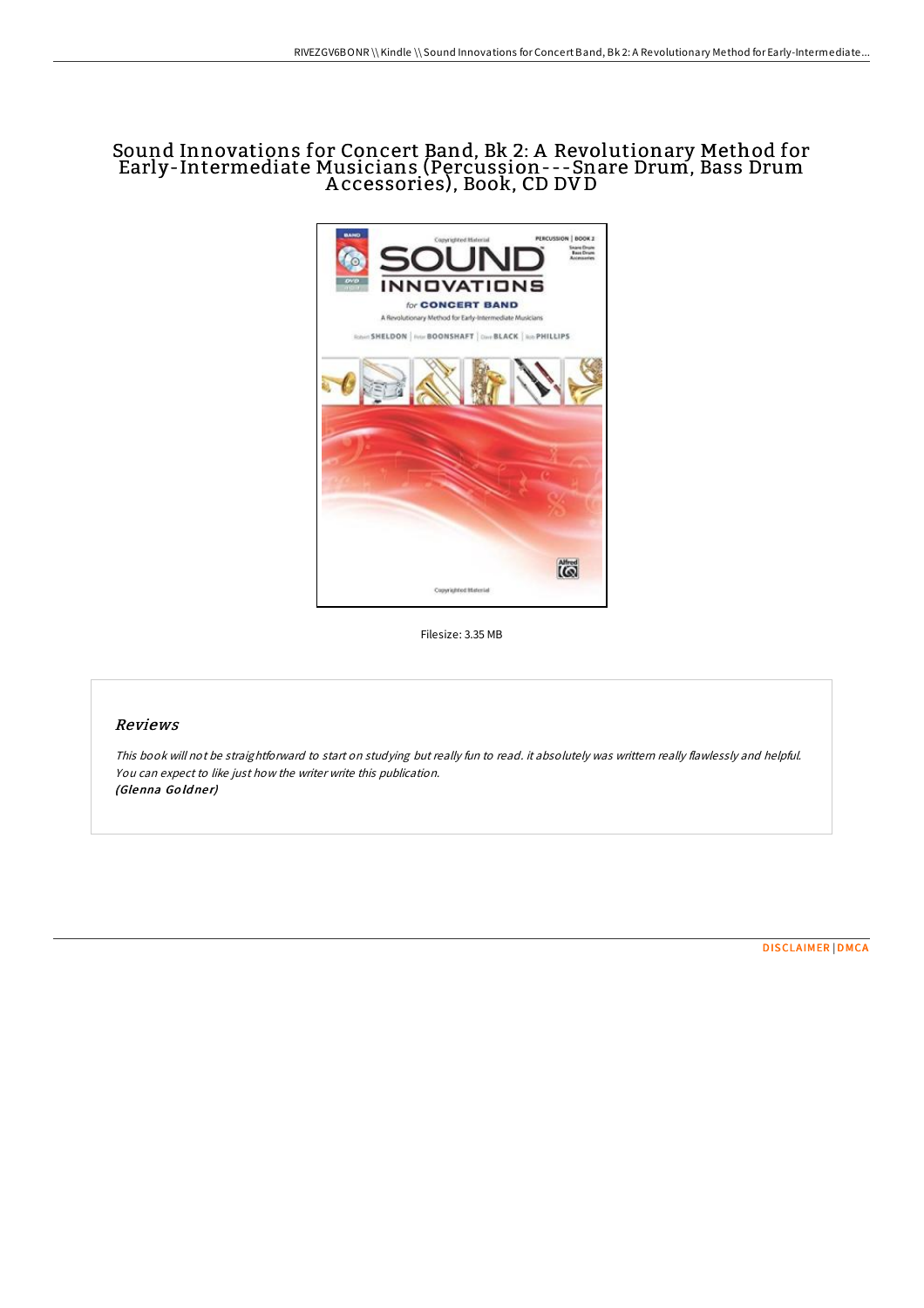# Sound Innovations for Concert Band, Bk 2: A Revolutionary Method for Early-Intermediate Musicians (Percussion---Snare Drum, Bass Drum Accessories), Book, CD DVD

Filesize: 3.35 MB

## Reviews

*This book will not be straightforward to start on studying but really fun to read. it absolutely was writtem really flawlessly and helpful. You can expect to like just how the writer write this publication.*
***(Glenna Goldner)***

DISCLAIMER | DMCA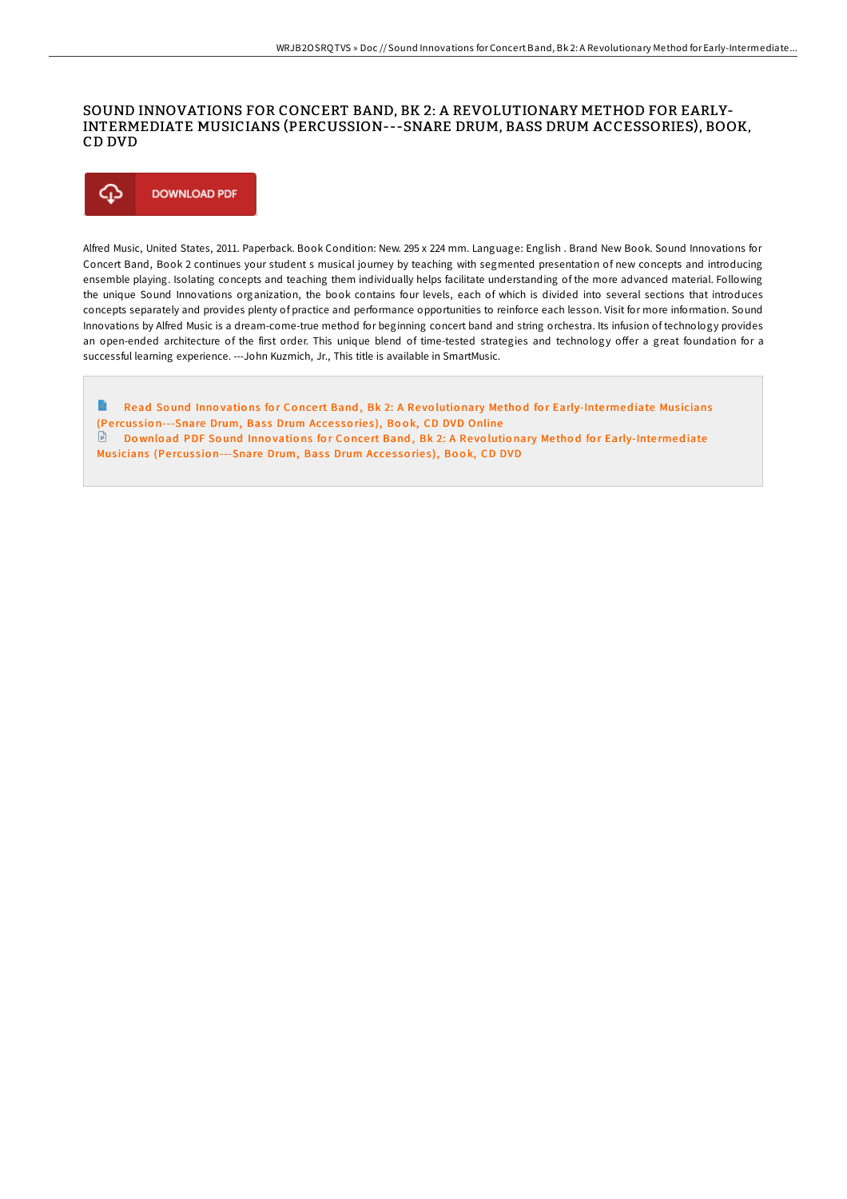# SOUND INNOVATIONS FOR CONCERT BAND, BK 2: A REVOLUTIONARY METHOD FOR EARLY-INTERMEDIATE MUSICIANS (PERCUSSION---SNARE DRUM, BASS DRUM ACCESSORIES), BOOK, CD DVD

DOWNLOAD PDF

Alfred Music, United States, 2011. Paperback. Book Condition: New. 295 x 224 mm. Language: English . Brand New Book. Sound Innovations for Concert Band, Book 2 continues your student s musical journey by teaching with segmented presentation of new concepts and introducing ensemble playing. Isolating concepts and teaching them individually helps facilitate understanding of the more advanced material. Following the unique Sound Innovations organization, the book contains four levels, each of which is divided into several sections that introduces concepts separately and provides plenty of practice and performance opportunities to reinforce each lesson. Visit for more information. Sound Innovations by Alfred Music is a dream-come-true method for beginning concert band and string orchestra. Its infusion of technology provides an open-ended architecture of the first order. This unique blend of time-tested strategies and technology offer a great foundation for a successful learning experience. ---John Kuzmich, Jr., This title is available in SmartMusic.

Read Sound Innovations for Concert Band, Bk 2: A Revolutionary Method for Early-Intermediate Musicians (Percussion---Snare Drum, Bass Drum Accessories), Book, CD DVD Online

Download PDF Sound Innovations for Concert Band, Bk 2: A Revolutionary Method for Early-Intermediate Musicians (Percussion---Snare Drum, Bass Drum Accessories), Book, CD DVD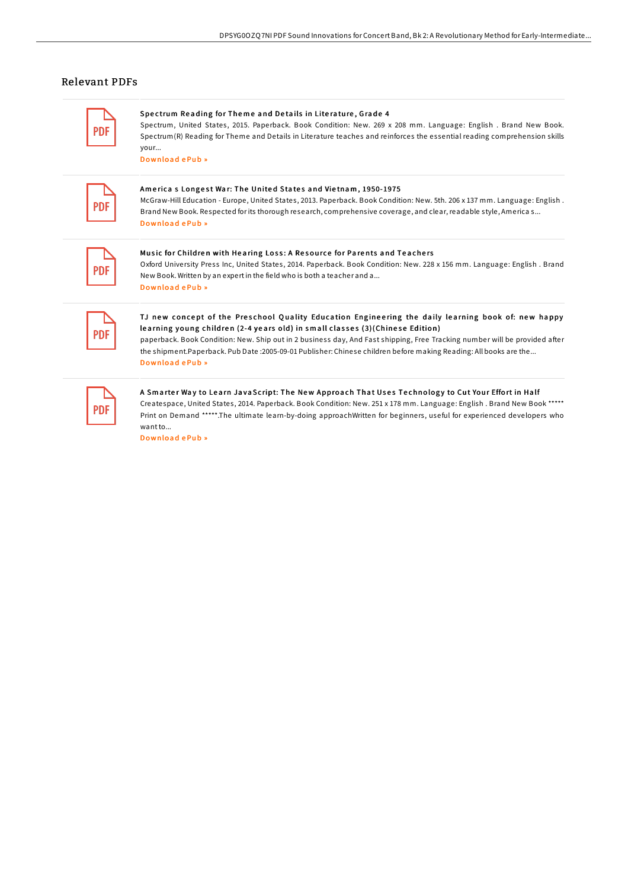## Relevant PDFs

PDF

**Spectrum Reading for Theme and Details in Literature, Grade 4**

Spectrum, United States, 2015. Paperback. Book Condition: New. 269 x 208 mm. Language: English . Brand New Book. Spectrum(R) Reading for Theme and Details in Literature teaches and reinforces the essential reading comprehension skills your...

Download ePub »

PDF

**America s Longest War: The United States and Vietnam, 1950-1975**

McGraw-Hill Education - Europe, United States, 2013. Paperback. Book Condition: New. 5th. 206 x 137 mm. Language: English . Brand New Book. Respected for its thorough research, comprehensive coverage, and clear, readable style, America s...

Download ePub »

PDF

**Music for Children with Hearing Loss: A Resource for Parents and Teachers**

Oxford University Press Inc, United States, 2014. Paperback. Book Condition: New. 228 x 156 mm. Language: English . Brand New Book. Written by an expert in the field who is both a teacher and a...

Download ePub »

PDF

**TJ new concept of the Preschool Quality Education Engineering the daily learning book of: new happy learning young children (2-4 years old) in small classes (3)(Chinese Edition)**

paperback. Book Condition: New. Ship out in 2 business day, And Fast shipping, Free Tracking number will be provided after the shipment.Paperback. Pub Date :2005-09-01 Publisher: Chinese children before making Reading: All books are the...

Download ePub »

PDF

**A Smarter Way to Learn JavaScript: The New Approach That Uses Technology to Cut Your Effort in Half**

Createspace, United States, 2014. Paperback. Book Condition: New. 251 x 178 mm. Language: English . Brand New Book ***** Print on Demand *****.The ultimate learn-by-doing approachWritten for beginners, useful for experienced developers who want to...

Download ePub »